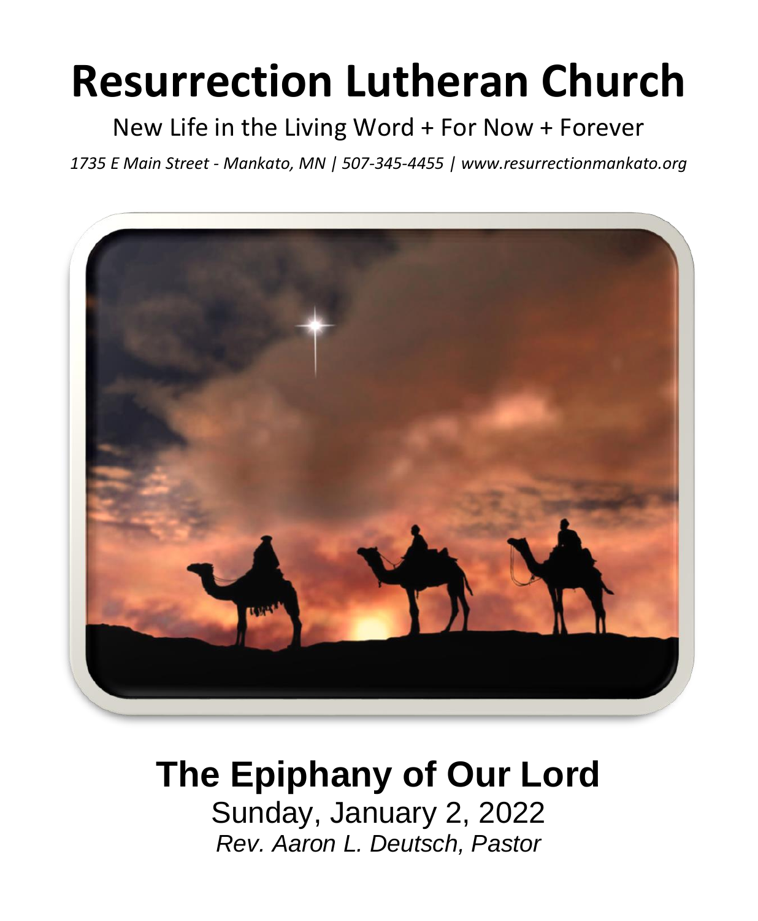# Resurrection Lutheran Church

New Life in the Living Word + For Now + Forever

*1735 E Main Street - Mankato, MN | 507-345-4455 | www.resurrectionmankato.org*

## The Epiphany of Our Lord

Sunday, January 2, 2022

*Rev. Aaron L. Deutsch, Pastor*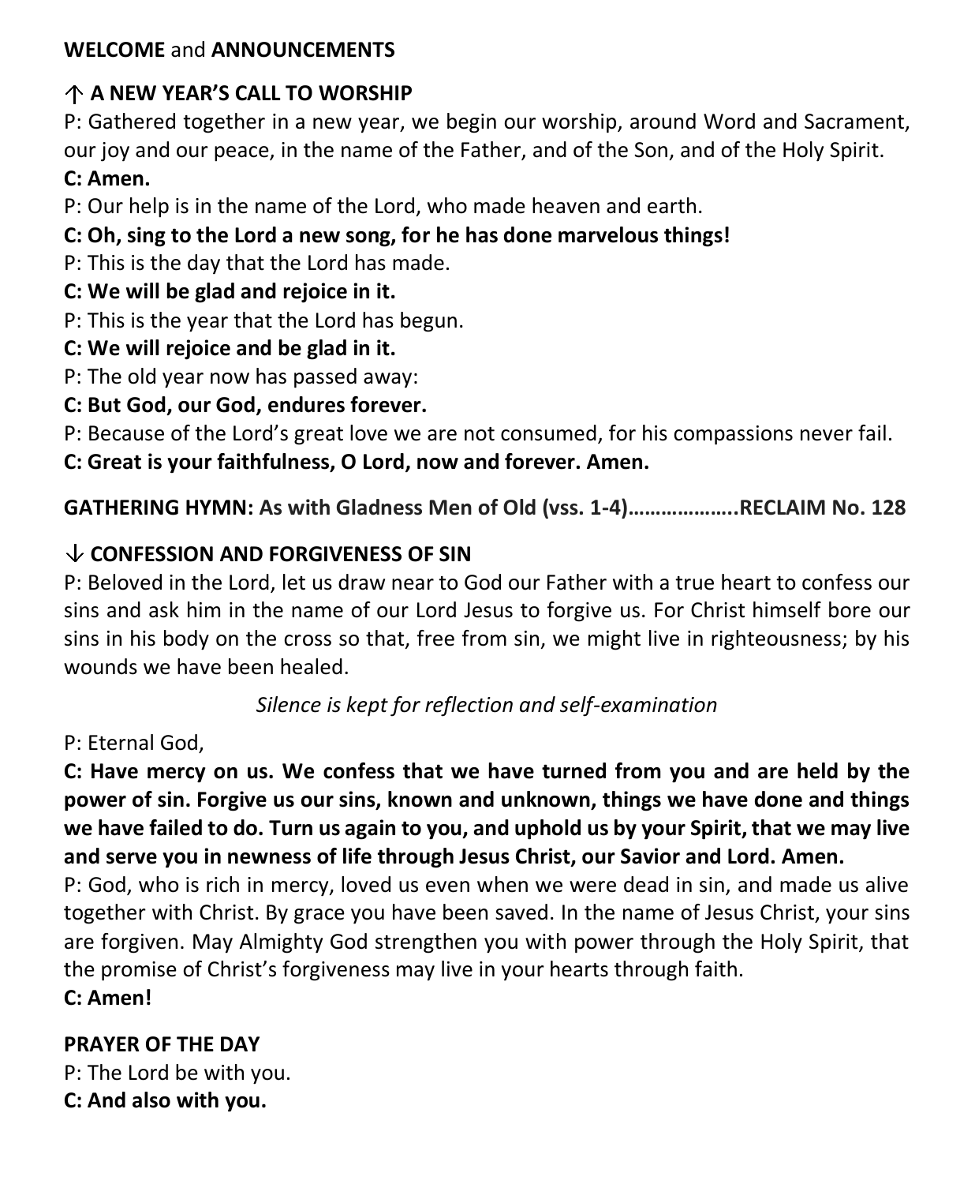**WELCOME** and **ANNOUNCEMENTS**

**↑ A NEW YEAR'S CALL TO WORSHIP**

P: Gathered together in a new year, we begin our worship, around Word and Sacrament, our joy and our peace, in the name of the Father, and of the Son, and of the Holy Spirit.

**C: Amen.**

P: Our help is in the name of the Lord, who made heaven and earth.

**C: Oh, sing to the Lord a new song, for he has done marvelous things!**

P: This is the day that the Lord has made.

**C: We will be glad and rejoice in it.**

P: This is the year that the Lord has begun.

**C: We will rejoice and be glad in it.**

P: The old year now has passed away:

**C: But God, our God, endures forever.**

P: Because of the Lord's great love we are not consumed, for his compassions never fail.

**C: Great is your faithfulness, O Lord, now and forever. Amen.**

**GATHERING HYMN: As with Gladness Men of Old (vss. 1-4)………………..RECLAIM No. 128**

**↓ CONFESSION AND FORGIVENESS OF SIN**

P: Beloved in the Lord, let us draw near to God our Father with a true heart to confess our sins and ask him in the name of our Lord Jesus to forgive us. For Christ himself bore our sins in his body on the cross so that, free from sin, we might live in righteousness; by his wounds we have been healed.

*Silence is kept for reflection and self-examination*

P: Eternal God,

**C: Have mercy on us. We confess that we have turned from you and are held by the power of sin. Forgive us our sins, known and unknown, things we have done and things we have failed to do. Turn us again to you, and uphold us by your Spirit, that we may live and serve you in newness of life through Jesus Christ, our Savior and Lord. Amen.**

P: God, who is rich in mercy, loved us even when we were dead in sin, and made us alive together with Christ. By grace you have been saved. In the name of Jesus Christ, your sins are forgiven. May Almighty God strengthen you with power through the Holy Spirit, that the promise of Christ's forgiveness may live in your hearts through faith.

**C: Amen!**

**PRAYER OF THE DAY**

P: The Lord be with you.

**C: And also with you.**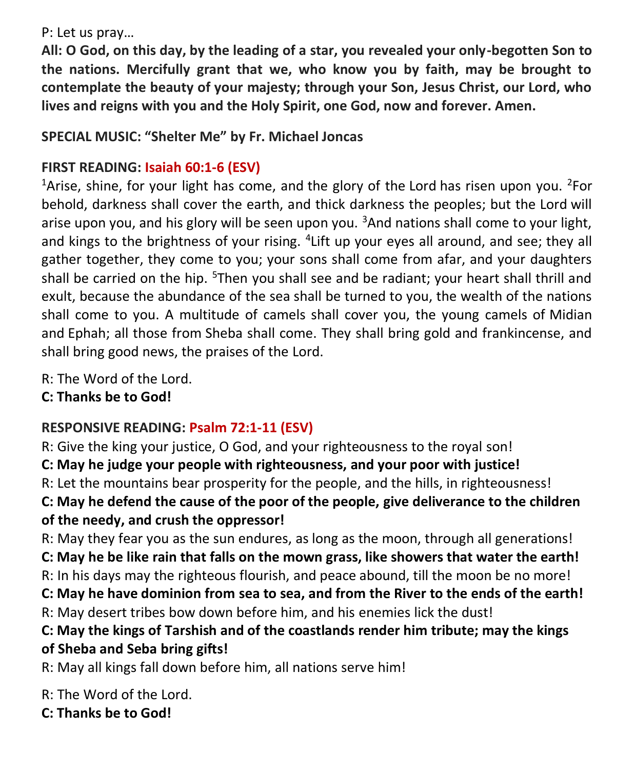P: Let us pray…

**All: O God, on this day, by the leading of a star, you revealed your only-begotten Son to the nations. Mercifully grant that we, who know you by faith, may be brought to contemplate the beauty of your majesty; through your Son, Jesus Christ, our Lord, who lives and reigns with you and the Holy Spirit, one God, now and forever. Amen.**

**SPECIAL MUSIC: "Shelter Me" by Fr. Michael Joncas**

**FIRST READING: Isaiah 60:1-6 (ESV)**

[1]Arise, shine, for your light has come, and the glory of the Lord has risen upon you. [2]For behold, darkness shall cover the earth, and thick darkness the peoples; but the Lord will arise upon you, and his glory will be seen upon you. [3]And nations shall come to your light, and kings to the brightness of your rising. [4]Lift up your eyes all around, and see; they all gather together, they come to you; your sons shall come from afar, and your daughters shall be carried on the hip. [5]Then you shall see and be radiant; your heart shall thrill and exult, because the abundance of the sea shall be turned to you, the wealth of the nations shall come to you. A multitude of camels shall cover you, the young camels of Midian and Ephah; all those from Sheba shall come. They shall bring gold and frankincense, and shall bring good news, the praises of the Lord.

R: The Word of the Lord.
**C: Thanks be to God!**

**RESPONSIVE READING: Psalm 72:1-11 (ESV)**

R: Give the king your justice, O God, and your righteousness to the royal son!
**C: May he judge your people with righteousness, and your poor with justice!**
R: Let the mountains bear prosperity for the people, and the hills, in righteousness!
**C: May he defend the cause of the poor of the people, give deliverance to the children of the needy, and crush the oppressor!**
R: May they fear you as the sun endures, as long as the moon, through all generations!
**C: May he be like rain that falls on the mown grass, like showers that water the earth!**
R: In his days may the righteous flourish, and peace abound, till the moon be no more!
**C: May he have dominion from sea to sea, and from the River to the ends of the earth!**
R: May desert tribes bow down before him, and his enemies lick the dust!
**C: May the kings of Tarshish and of the coastlands render him tribute; may the kings of Sheba and Seba bring gifts!**
R: May all kings fall down before him, all nations serve him!

R: The Word of the Lord.
**C: Thanks be to God!**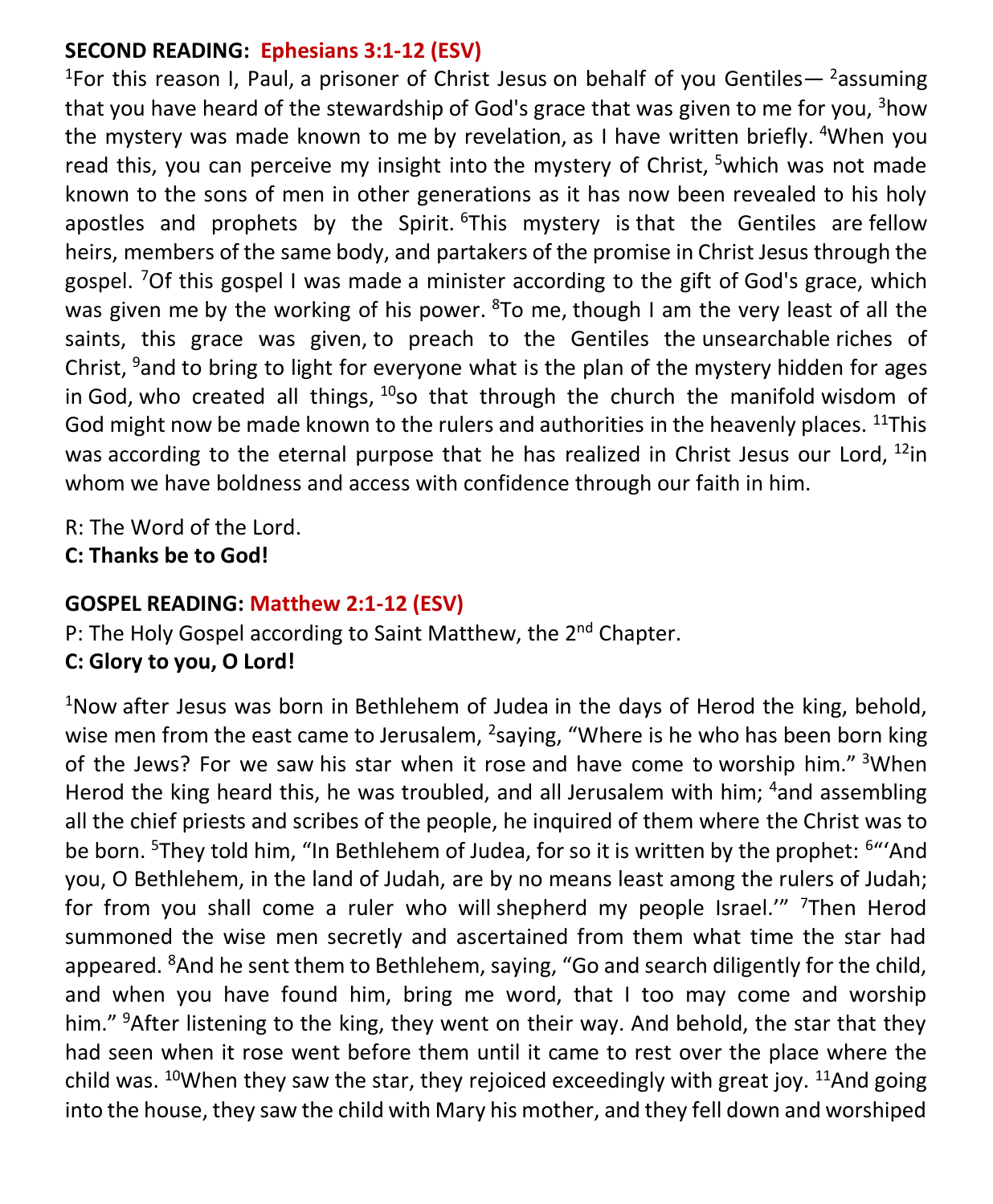**SECOND READING: Ephesians 3:1-12 (ESV)**

[1]For this reason I, Paul, a prisoner of Christ Jesus on behalf of you Gentiles— [2]assuming that you have heard of the stewardship of God's grace that was given to me for you, [3]how the mystery was made known to me by revelation, as I have written briefly. [4]When you read this, you can perceive my insight into the mystery of Christ, [5]which was not made known to the sons of men in other generations as it has now been revealed to his holy apostles and prophets by the Spirit. [6]This mystery is that the Gentiles are fellow heirs, members of the same body, and partakers of the promise in Christ Jesus through the gospel. [7]Of this gospel I was made a minister according to the gift of God's grace, which was given me by the working of his power. [8]To me, though I am the very least of all the saints, this grace was given, to preach to the Gentiles the unsearchable riches of Christ, [9]and to bring to light for everyone what is the plan of the mystery hidden for ages in God, who created all things, [10]so that through the church the manifold wisdom of God might now be made known to the rulers and authorities in the heavenly places. [11]This was according to the eternal purpose that he has realized in Christ Jesus our Lord, [12]in whom we have boldness and access with confidence through our faith in him.

R: The Word of the Lord.
**C: Thanks be to God!**

**GOSPEL READING: Matthew 2:1-12 (ESV)**

P: The Holy Gospel according to Saint Matthew, the 2nd Chapter.
**C: Glory to you, O Lord!**

[1]Now after Jesus was born in Bethlehem of Judea in the days of Herod the king, behold, wise men from the east came to Jerusalem, [2]saying, "Where is he who has been born king of the Jews? For we saw his star when it rose and have come to worship him." [3]When Herod the king heard this, he was troubled, and all Jerusalem with him; [4]and assembling all the chief priests and scribes of the people, he inquired of them where the Christ was to be born. [5]They told him, "In Bethlehem of Judea, for so it is written by the prophet: [6]"'And you, O Bethlehem, in the land of Judah, are by no means least among the rulers of Judah; for from you shall come a ruler who will shepherd my people Israel.'" [7]Then Herod summoned the wise men secretly and ascertained from them what time the star had appeared. [8]And he sent them to Bethlehem, saying, "Go and search diligently for the child, and when you have found him, bring me word, that I too may come and worship him." [9]After listening to the king, they went on their way. And behold, the star that they had seen when it rose went before them until it came to rest over the place where the child was. [10]When they saw the star, they rejoiced exceedingly with great joy. [11]And going into the house, they saw the child with Mary his mother, and they fell down and worshiped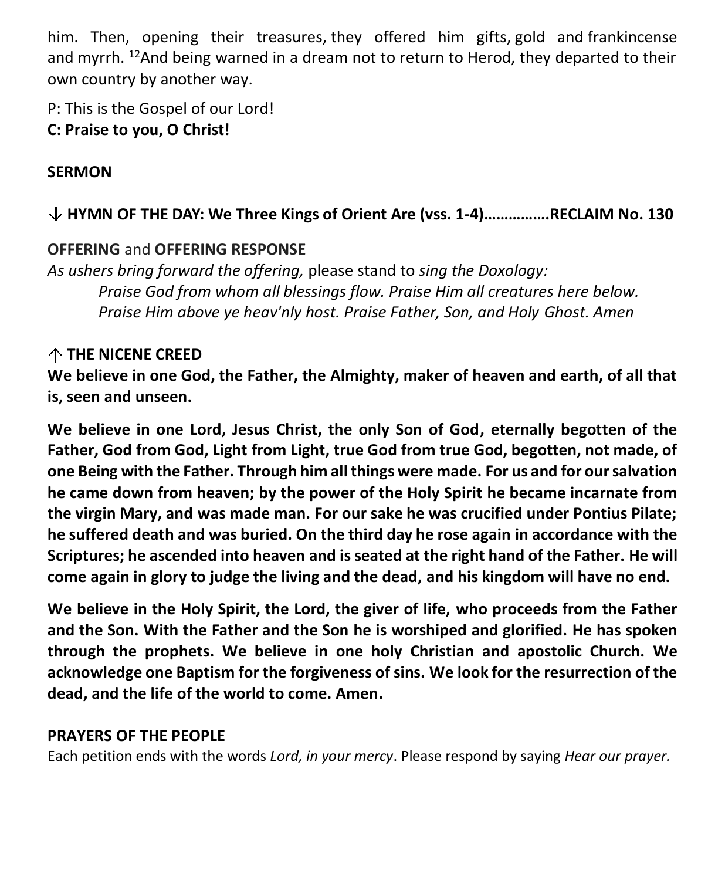him. Then, opening their treasures, they offered him gifts, gold and frankincense and myrrh. [12]And being warned in a dream not to return to Herod, they departed to their own country by another way.

P: This is the Gospel of our Lord!
**C: Praise to you, O Christ!**

**SERMON**

**↓ HYMN OF THE DAY: We Three Kings of Orient Are (vss. 1-4)…………….RECLAIM No. 130**

**OFFERING** and **OFFERING RESPONSE**
*As ushers bring forward the offering,* please stand to *sing the Doxology:*
> *Praise God from whom all blessings flow. Praise Him all creatures here below. Praise Him above ye heav'nly host. Praise Father, Son, and Holy Ghost. Amen*

**↑ THE NICENE CREED**
**We believe in one God, the Father, the Almighty, maker of heaven and earth, of all that is, seen and unseen.**

**We believe in one Lord, Jesus Christ, the only Son of God, eternally begotten of the Father, God from God, Light from Light, true God from true God, begotten, not made, of one Being with the Father. Through him all things were made. For us and for our salvation he came down from heaven; by the power of the Holy Spirit he became incarnate from the virgin Mary, and was made man. For our sake he was crucified under Pontius Pilate; he suffered death and was buried. On the third day he rose again in accordance with the Scriptures; he ascended into heaven and is seated at the right hand of the Father. He will come again in glory to judge the living and the dead, and his kingdom will have no end.**

**We believe in the Holy Spirit, the Lord, the giver of life, who proceeds from the Father and the Son. With the Father and the Son he is worshiped and glorified. He has spoken through the prophets. We believe in one holy Christian and apostolic Church. We acknowledge one Baptism for the forgiveness of sins. We look for the resurrection of the dead, and the life of the world to come. Amen.**

**PRAYERS OF THE PEOPLE**
Each petition ends with the words *Lord, in your mercy*. Please respond by saying *Hear our prayer.*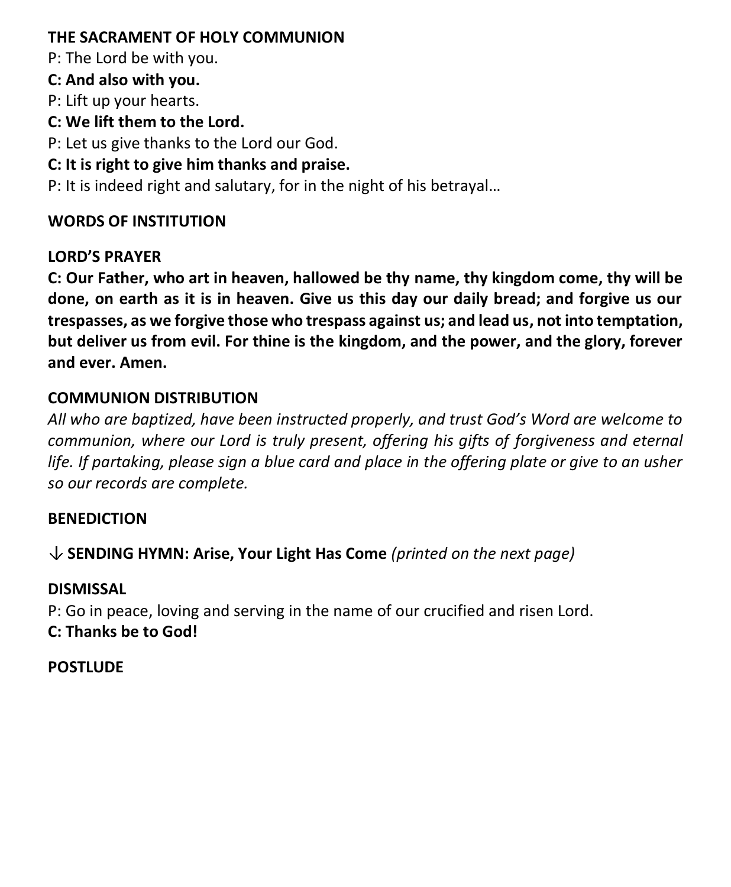**THE SACRAMENT OF HOLY COMMUNION**

P: The Lord be with you.

**C: And also with you.**

P: Lift up your hearts.

**C: We lift them to the Lord.**

P: Let us give thanks to the Lord our God.

**C: It is right to give him thanks and praise.**

P: It is indeed right and salutary, for in the night of his betrayal…

**WORDS OF INSTITUTION**

**LORD'S PRAYER**

**C: Our Father, who art in heaven, hallowed be thy name, thy kingdom come, thy will be done, on earth as it is in heaven. Give us this day our daily bread; and forgive us our trespasses, as we forgive those who trespass against us; and lead us, not into temptation, but deliver us from evil. For thine is the kingdom, and the power, and the glory, forever and ever. Amen.**

**COMMUNION DISTRIBUTION**

*All who are baptized, have been instructed properly, and trust God's Word are welcome to communion, where our Lord is truly present, offering his gifts of forgiveness and eternal life. If partaking, please sign a blue card and place in the offering plate or give to an usher so our records are complete.*

**BENEDICTION**

↓ **SENDING HYMN: Arise, Your Light Has Come** *(printed on the next page)*

**DISMISSAL**

P: Go in peace, loving and serving in the name of our crucified and risen Lord.

**C: Thanks be to God!**

**POSTLUDE**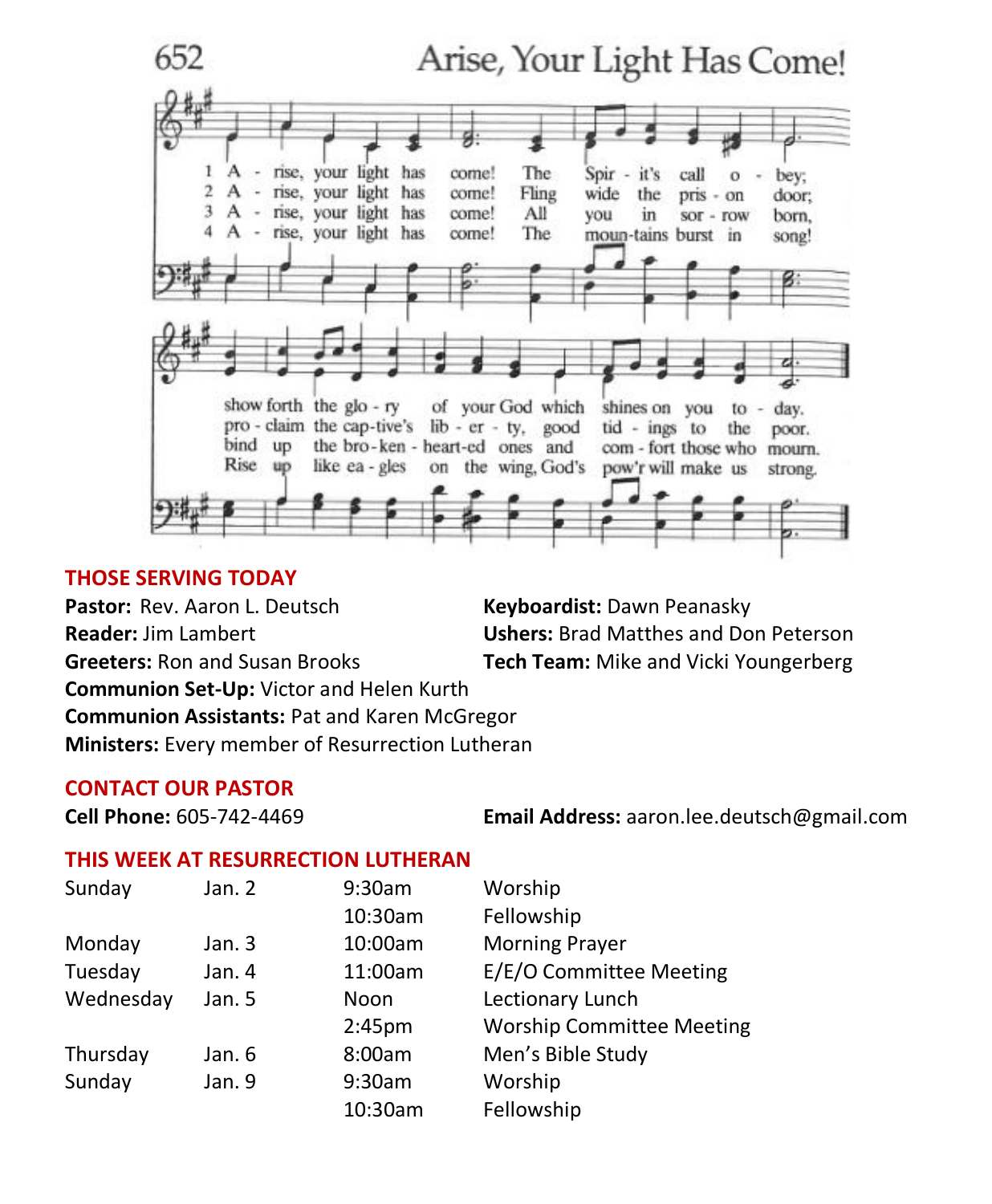## 652 Arise, Your Light Has Come!

1 Arise, your light has come! The Spirit's call obey; show forth the glory of your God which shines on you today.

2 Arise, your light has come! Fling wide the prison door; proclaim the captive's liberty, good tidings to the poor.

3 Arise, your light has come! All you in sorrow born, bind up the broken-hearted ones and comfort those who mourn.

4 Arise, your light has come! The mountains burst in song! Rise up like eagles on the wing, God's pow'r will make us strong.

## THOSE SERVING TODAY

**Pastor:** Rev. Aaron L. Deutsch
**Reader:** Jim Lambert
**Greeters:** Ron and Susan Brooks
**Communion Set-Up:** Victor and Helen Kurth
**Communion Assistants:** Pat and Karen McGregor
**Ministers:** Every member of Resurrection Lutheran
**Keyboardist:** Dawn Peanasky
**Ushers:** Brad Matthes and Don Peterson
**Tech Team:** Mike and Vicki Youngerberg

## CONTACT OUR PASTOR

**Cell Phone:** 605-742-4469
**Email Address:** aaron.lee.deutsch@gmail.com

## THIS WEEK AT RESURRECTION LUTHERAN

| | | | |
|---|---|---|---|
| Sunday | Jan. 2 | 9:30am | Worship |
| | | 10:30am | Fellowship |
| Monday | Jan. 3 | 10:00am | Morning Prayer |
| Tuesday | Jan. 4 | 11:00am | E/E/O Committee Meeting |
| Wednesday | Jan. 5 | Noon | Lectionary Lunch |
| | | 2:45pm | Worship Committee Meeting |
| Thursday | Jan. 6 | 8:00am | Men's Bible Study |
| Sunday | Jan. 9 | 9:30am | Worship |
| | | 10:30am | Fellowship |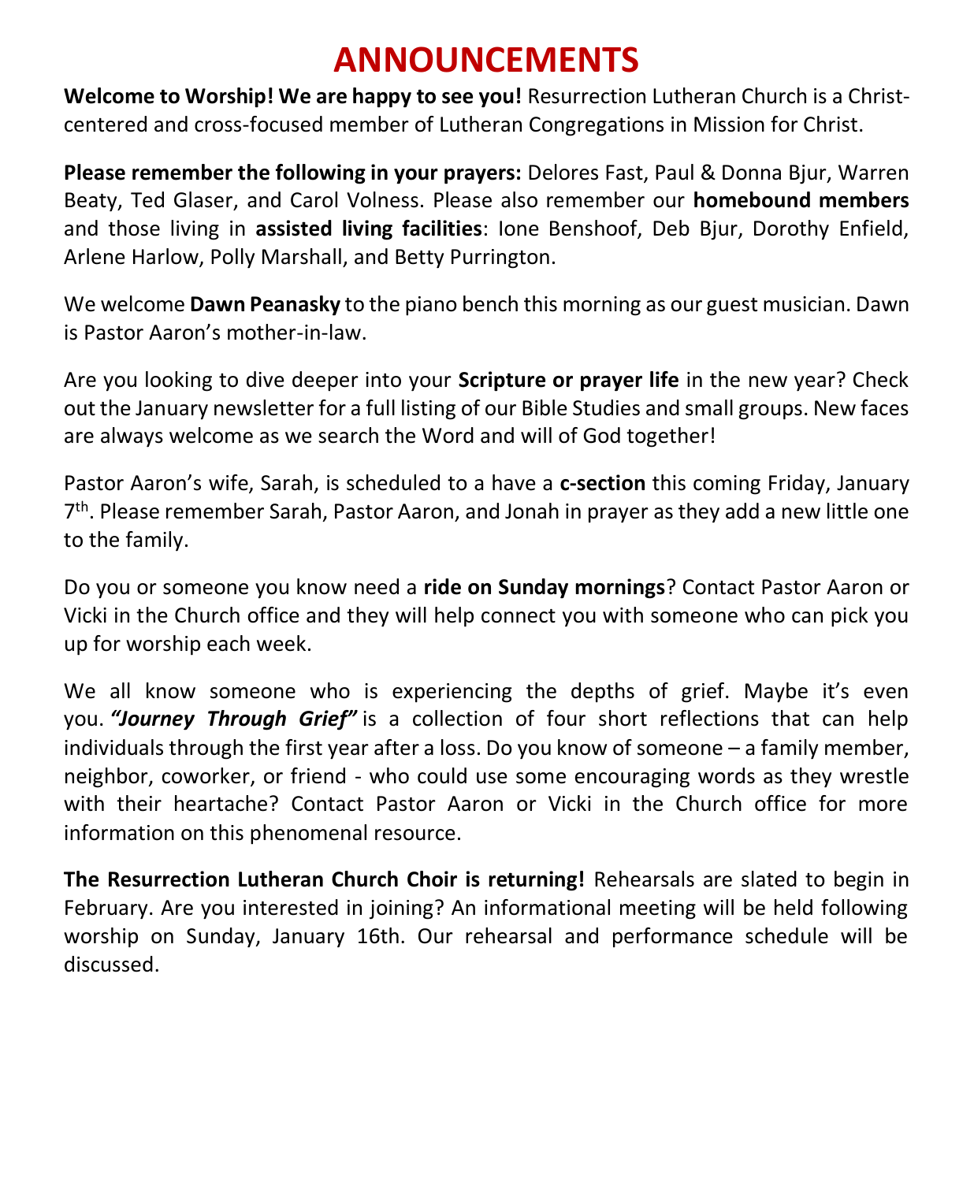# ANNOUNCEMENTS

**Welcome to Worship! We are happy to see you!** Resurrection Lutheran Church is a Christ-centered and cross-focused member of Lutheran Congregations in Mission for Christ.

**Please remember the following in your prayers:** Delores Fast, Paul & Donna Bjur, Warren Beaty, Ted Glaser, and Carol Volness. Please also remember our **homebound members** and those living in **assisted living facilities**: Ione Benshoof, Deb Bjur, Dorothy Enfield, Arlene Harlow, Polly Marshall, and Betty Purrington.

We welcome **Dawn Peanasky** to the piano bench this morning as our guest musician. Dawn is Pastor Aaron's mother-in-law.

Are you looking to dive deeper into your **Scripture or prayer life** in the new year? Check out the January newsletter for a full listing of our Bible Studies and small groups. New faces are always welcome as we search the Word and will of God together!

Pastor Aaron's wife, Sarah, is scheduled to a have a **c-section** this coming Friday, January 7th. Please remember Sarah, Pastor Aaron, and Jonah in prayer as they add a new little one to the family.

Do you or someone you know need a **ride on Sunday mornings**? Contact Pastor Aaron or Vicki in the Church office and they will help connect you with someone who can pick you up for worship each week.

We all know someone who is experiencing the depths of grief. Maybe it's even you. ***"Journey Through Grief"*** is a collection of four short reflections that can help individuals through the first year after a loss. Do you know of someone – a family member, neighbor, coworker, or friend - who could use some encouraging words as they wrestle with their heartache? Contact Pastor Aaron or Vicki in the Church office for more information on this phenomenal resource.

**The Resurrection Lutheran Church Choir is returning!** Rehearsals are slated to begin in February. Are you interested in joining? An informational meeting will be held following worship on Sunday, January 16th. Our rehearsal and performance schedule will be discussed.